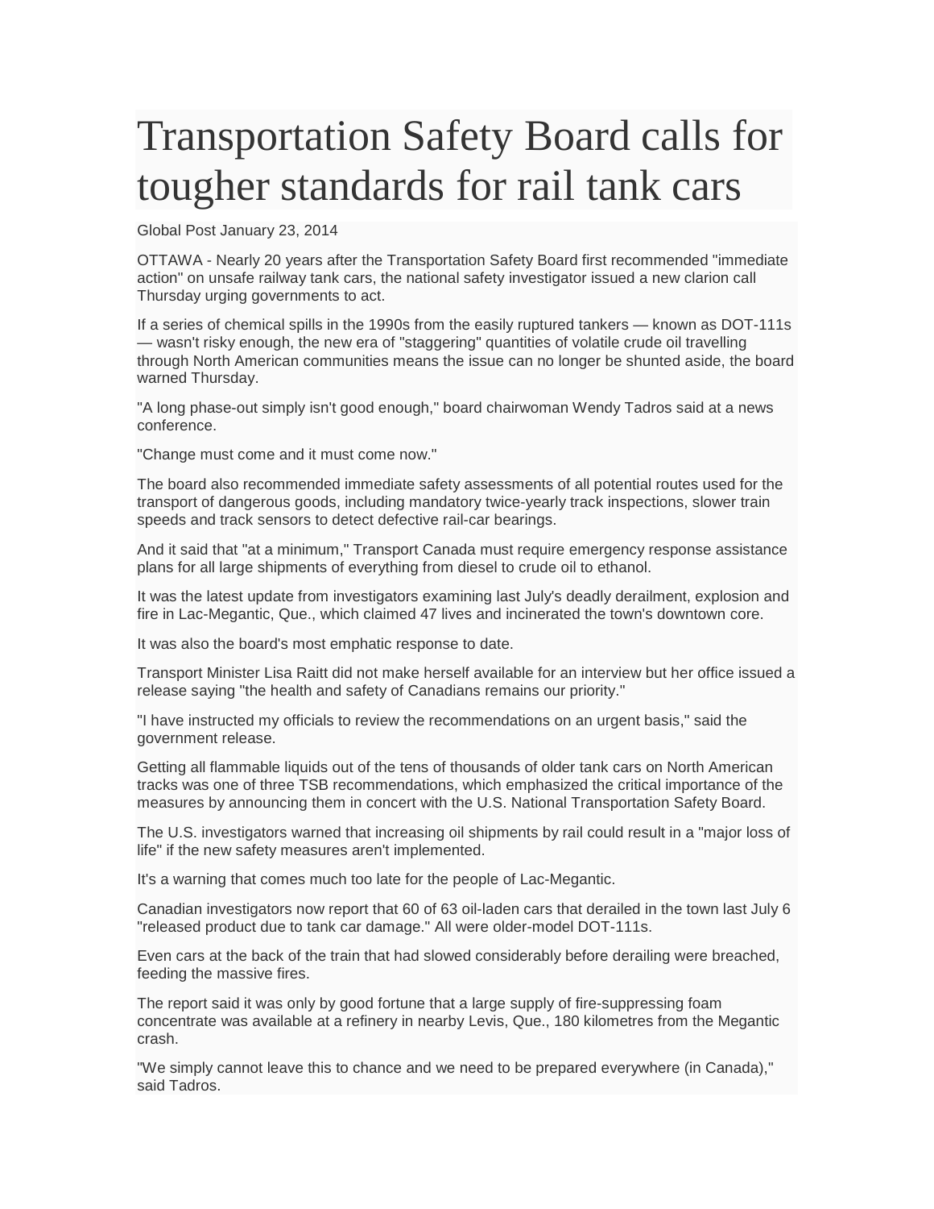# Transportation Safety Board calls for tougher standards for rail tank cars

Global Post January 23, 2014

OTTAWA - Nearly 20 years after the Transportation Safety Board first recommended "immediate action" on unsafe railway tank cars, the national safety investigator issued a new clarion call Thursday urging governments to act.

If a series of chemical spills in the 1990s from the easily ruptured tankers — known as DOT-111s — wasn't risky enough, the new era of "staggering" quantities of volatile crude oil travelling through North American communities means the issue can no longer be shunted aside, the board warned Thursday.

"A long phase-out simply isn't good enough," board chairwoman Wendy Tadros said at a news conference.

"Change must come and it must come now."

The board also recommended immediate safety assessments of all potential routes used for the transport of dangerous goods, including mandatory twice-yearly track inspections, slower train speeds and track sensors to detect defective rail-car bearings.

And it said that "at a minimum," Transport Canada must require emergency response assistance plans for all large shipments of everything from diesel to crude oil to ethanol.

It was the latest update from investigators examining last July's deadly derailment, explosion and fire in Lac-Megantic, Que., which claimed 47 lives and incinerated the town's downtown core.

It was also the board's most emphatic response to date.

Transport Minister Lisa Raitt did not make herself available for an interview but her office issued a release saying "the health and safety of Canadians remains our priority."

"I have instructed my officials to review the recommendations on an urgent basis," said the government release.

Getting all flammable liquids out of the tens of thousands of older tank cars on North American tracks was one of three TSB recommendations, which emphasized the critical importance of the measures by announcing them in concert with the U.S. National Transportation Safety Board.

The U.S. investigators warned that increasing oil shipments by rail could result in a "major loss of life" if the new safety measures aren't implemented.

It's a warning that comes much too late for the people of Lac-Megantic.

Canadian investigators now report that 60 of 63 oil-laden cars that derailed in the town last July 6 "released product due to tank car damage." All were older-model DOT-111s.

Even cars at the back of the train that had slowed considerably before derailing were breached, feeding the massive fires.

The report said it was only by good fortune that a large supply of fire-suppressing foam concentrate was available at a refinery in nearby Levis, Que., 180 kilometres from the Megantic crash.

"We simply cannot leave this to chance and we need to be prepared everywhere (in Canada)," said Tadros.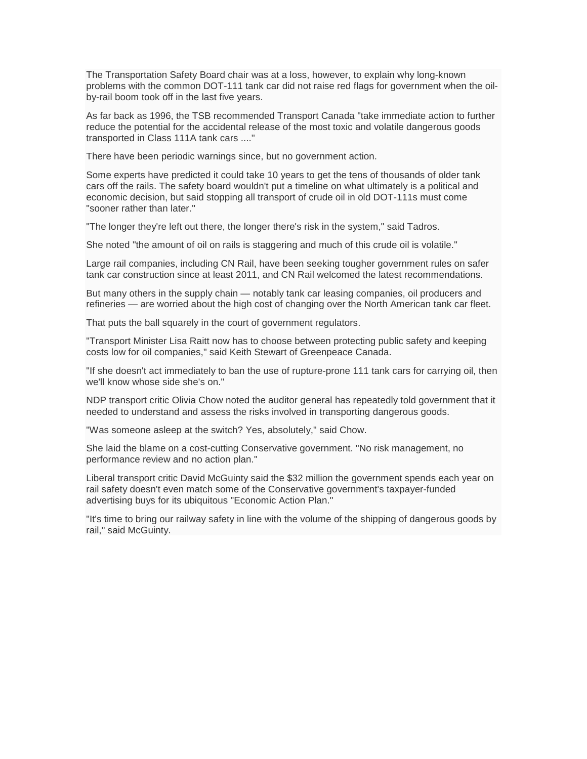The Transportation Safety Board chair was at a loss, however, to explain why long-known problems with the common DOT-111 tank car did not raise red flags for government when the oil-by-rail boom took off in the last five years.

As far back as 1996, the TSB recommended Transport Canada "take immediate action to further reduce the potential for the accidental release of the most toxic and volatile dangerous goods transported in Class 111A tank cars ...."

There have been periodic warnings since, but no government action.

Some experts have predicted it could take 10 years to get the tens of thousands of older tank cars off the rails. The safety board wouldn't put a timeline on what ultimately is a political and economic decision, but said stopping all transport of crude oil in old DOT-111s must come "sooner rather than later."

"The longer they're left out there, the longer there's risk in the system," said Tadros.

She noted "the amount of oil on rails is staggering and much of this crude oil is volatile."

Large rail companies, including CN Rail, have been seeking tougher government rules on safer tank car construction since at least 2011, and CN Rail welcomed the latest recommendations.

But many others in the supply chain — notably tank car leasing companies, oil producers and refineries — are worried about the high cost of changing over the North American tank car fleet.

That puts the ball squarely in the court of government regulators.

"Transport Minister Lisa Raitt now has to choose between protecting public safety and keeping costs low for oil companies," said Keith Stewart of Greenpeace Canada.

"If she doesn't act immediately to ban the use of rupture-prone 111 tank cars for carrying oil, then we'll know whose side she's on."

NDP transport critic Olivia Chow noted the auditor general has repeatedly told government that it needed to understand and assess the risks involved in transporting dangerous goods.

"Was someone asleep at the switch? Yes, absolutely," said Chow.

She laid the blame on a cost-cutting Conservative government. "No risk management, no performance review and no action plan."

Liberal transport critic David McGuinty said the $32 million the government spends each year on rail safety doesn't even match some of the Conservative government's taxpayer-funded advertising buys for its ubiquitous "Economic Action Plan."

"It's time to bring our railway safety in line with the volume of the shipping of dangerous goods by rail," said McGuinty.